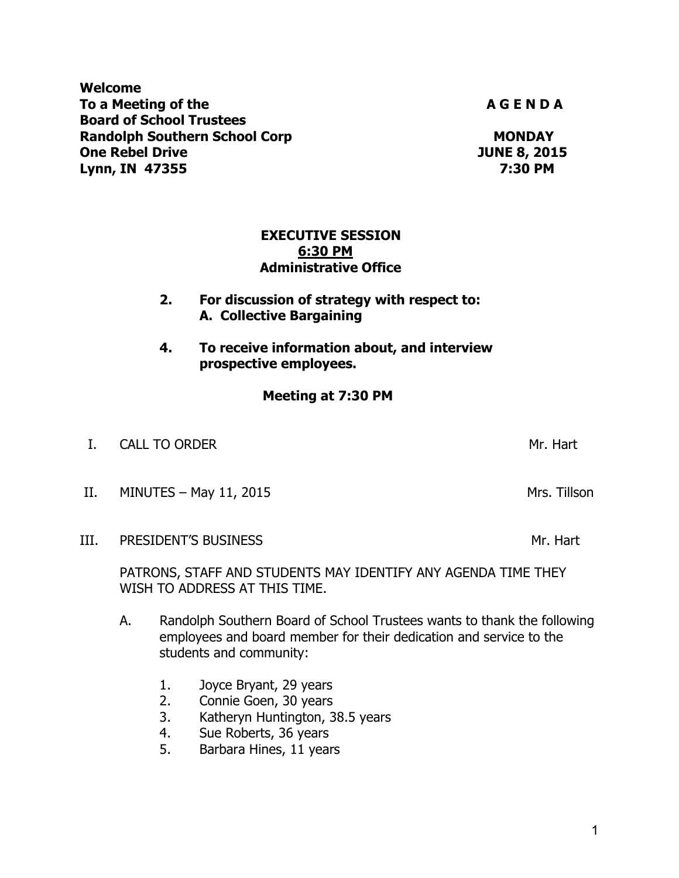**Welcome**
**To a Meeting of the**
**Board of School Trustees**
**Randolph Southern School Corp**
**One Rebel Drive**
**Lynn, IN 47355**

**A G E N D A**

**MONDAY**
**JUNE 8, 2015**
**7:30 PM**

**EXECUTIVE SESSION**
**6:30 PM**
**Administrative Office**

2. **For discussion of strategy with respect to:**
   **A. Collective Bargaining**

4. **To receive information about, and interview prospective employees.**

**Meeting at 7:30 PM**

I. CALL TO ORDER — Mr. Hart

II. MINUTES – May 11, 2015 — Mrs. Tillson

III. PRESIDENT'S BUSINESS — Mr. Hart

PATRONS, STAFF AND STUDENTS MAY IDENTIFY ANY AGENDA TIME THEY WISH TO ADDRESS AT THIS TIME.

A. Randolph Southern Board of School Trustees wants to thank the following employees and board member for their dedication and service to the students and community:

1. Joyce Bryant, 29 years
2. Connie Goen, 30 years
3. Katheryn Huntington, 38.5 years
4. Sue Roberts, 36 years
5. Barbara Hines, 11 years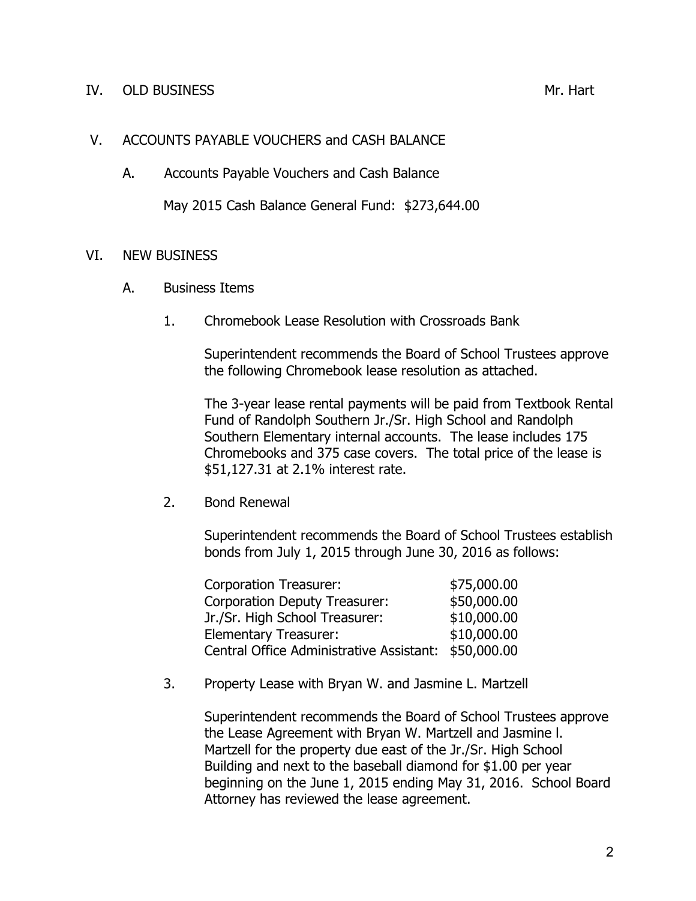## IV. OLD BUSINESS Mr. Hart

## V. ACCOUNTS PAYABLE VOUCHERS and CASH BALANCE

A. Accounts Payable Vouchers and Cash Balance

May 2015 Cash Balance General Fund: $273,644.00

## VI. NEW BUSINESS

A. Business Items

1. Chromebook Lease Resolution with Crossroads Bank

Superintendent recommends the Board of School Trustees approve the following Chromebook lease resolution as attached.

The 3-year lease rental payments will be paid from Textbook Rental Fund of Randolph Southern Jr./Sr. High School and Randolph Southern Elementary internal accounts. The lease includes 175 Chromebooks and 375 case covers. The total price of the lease is $51,127.31 at 2.1% interest rate.

2. Bond Renewal

Superintendent recommends the Board of School Trustees establish bonds from July 1, 2015 through June 30, 2016 as follows:

| | |
|---|---|
| Corporation Treasurer: | $75,000.00 |
| Corporation Deputy Treasurer: | $50,000.00 |
| Jr./Sr. High School Treasurer: | $10,000.00 |
| Elementary Treasurer: | $10,000.00 |
| Central Office Administrative Assistant: | $50,000.00 |

3. Property Lease with Bryan W. and Jasmine L. Martzell

Superintendent recommends the Board of School Trustees approve the Lease Agreement with Bryan W. Martzell and Jasmine l. Martzell for the property due east of the Jr./Sr. High School Building and next to the baseball diamond for $1.00 per year beginning on the June 1, 2015 ending May 31, 2016. School Board Attorney has reviewed the lease agreement.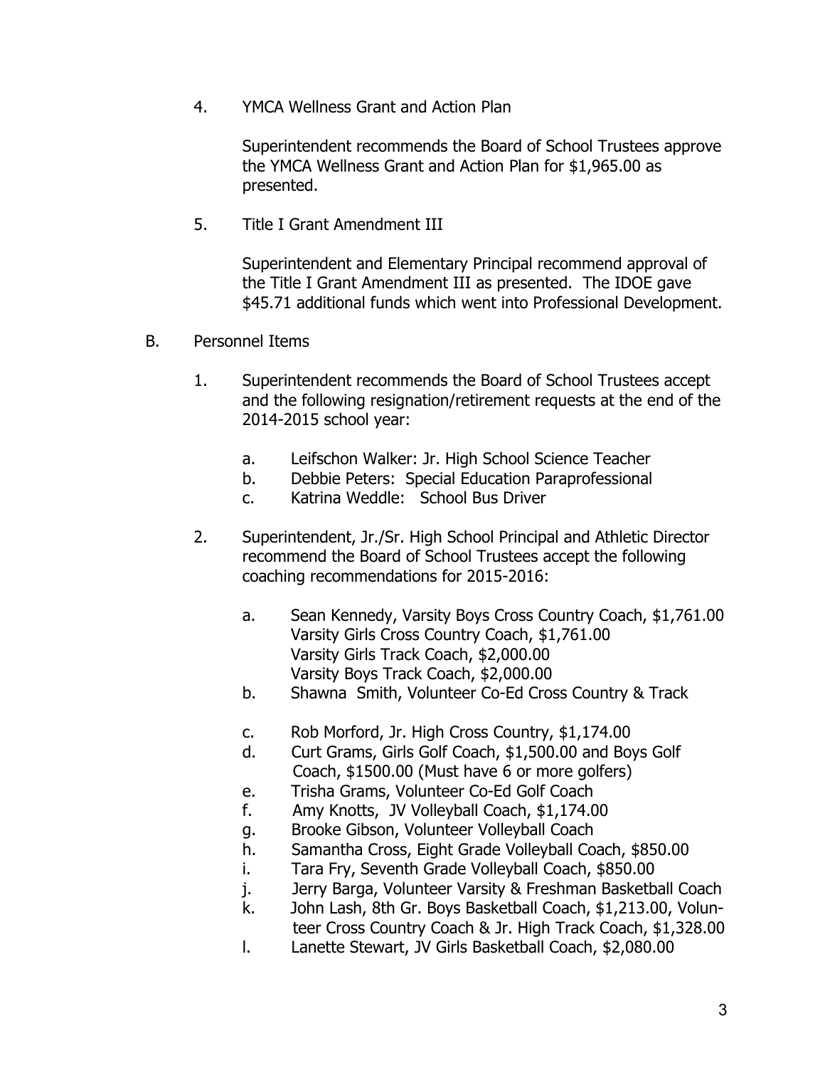4. YMCA Wellness Grant and Action Plan

   Superintendent recommends the Board of School Trustees approve the YMCA Wellness Grant and Action Plan for $1,965.00 as presented.

5. Title I Grant Amendment III

   Superintendent and Elementary Principal recommend approval of the Title I Grant Amendment III as presented. The IDOE gave $45.71 additional funds which went into Professional Development.

B. Personnel Items

1. Superintendent recommends the Board of School Trustees accept and the following resignation/retirement requests at the end of the 2014-2015 school year:

   a. Leifschon Walker: Jr. High School Science Teacher
   b. Debbie Peters: Special Education Paraprofessional
   c. Katrina Weddle: School Bus Driver

2. Superintendent, Jr./Sr. High School Principal and Athletic Director recommend the Board of School Trustees accept the following coaching recommendations for 2015-2016:

   a. Sean Kennedy, Varsity Boys Cross Country Coach, $1,761.00
      Varsity Girls Cross Country Coach, $1,761.00
      Varsity Girls Track Coach, $2,000.00
      Varsity Boys Track Coach, $2,000.00
   b. Shawna Smith, Volunteer Co-Ed Cross Country & Track
   c. Rob Morford, Jr. High Cross Country, $1,174.00
   d. Curt Grams, Girls Golf Coach, $1,500.00 and Boys Golf Coach, $1500.00 (Must have 6 or more golfers)
   e. Trisha Grams, Volunteer Co-Ed Golf Coach
   f. Amy Knotts, JV Volleyball Coach, $1,174.00
   g. Brooke Gibson, Volunteer Volleyball Coach
   h. Samantha Cross, Eight Grade Volleyball Coach, $850.00
   i. Tara Fry, Seventh Grade Volleyball Coach, $850.00
   j. Jerry Barga, Volunteer Varsity & Freshman Basketball Coach
   k. John Lash, 8th Gr. Boys Basketball Coach, $1,213.00, Volunteer Cross Country Coach & Jr. High Track Coach, $1,328.00
   l. Lanette Stewart, JV Girls Basketball Coach, $2,080.00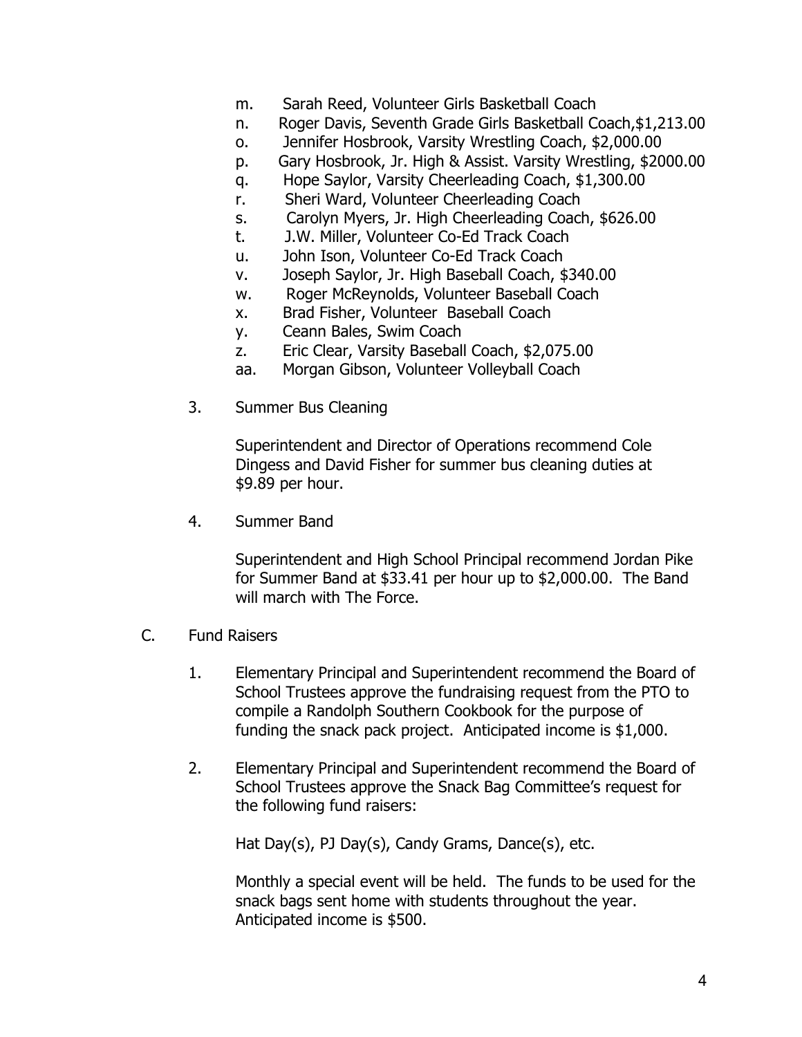m. Sarah Reed, Volunteer Girls Basketball Coach
n. Roger Davis, Seventh Grade Girls Basketball Coach,$1,213.00
o. Jennifer Hosbrook, Varsity Wrestling Coach, $2,000.00
p. Gary Hosbrook, Jr. High & Assist. Varsity Wrestling, $2000.00
q. Hope Saylor, Varsity Cheerleading Coach, $1,300.00
r. Sheri Ward, Volunteer Cheerleading Coach
s. Carolyn Myers, Jr. High Cheerleading Coach, $626.00
t. J.W. Miller, Volunteer Co-Ed Track Coach
u. John Ison, Volunteer Co-Ed Track Coach
v. Joseph Saylor, Jr. High Baseball Coach, $340.00
w. Roger McReynolds, Volunteer Baseball Coach
x. Brad Fisher, Volunteer Baseball Coach
y. Ceann Bales, Swim Coach
z. Eric Clear, Varsity Baseball Coach, $2,075.00
aa. Morgan Gibson, Volunteer Volleyball Coach

3. Summer Bus Cleaning

   Superintendent and Director of Operations recommend Cole Dingess and David Fisher for summer bus cleaning duties at $9.89 per hour.

4. Summer Band

   Superintendent and High School Principal recommend Jordan Pike for Summer Band at $33.41 per hour up to $2,000.00. The Band will march with The Force.

C. Fund Raisers

1. Elementary Principal and Superintendent recommend the Board of School Trustees approve the fundraising request from the PTO to compile a Randolph Southern Cookbook for the purpose of funding the snack pack project. Anticipated income is $1,000.

2. Elementary Principal and Superintendent recommend the Board of School Trustees approve the Snack Bag Committee's request for the following fund raisers:

   Hat Day(s), PJ Day(s), Candy Grams, Dance(s), etc.

   Monthly a special event will be held. The funds to be used for the snack bags sent home with students throughout the year. Anticipated income is $500.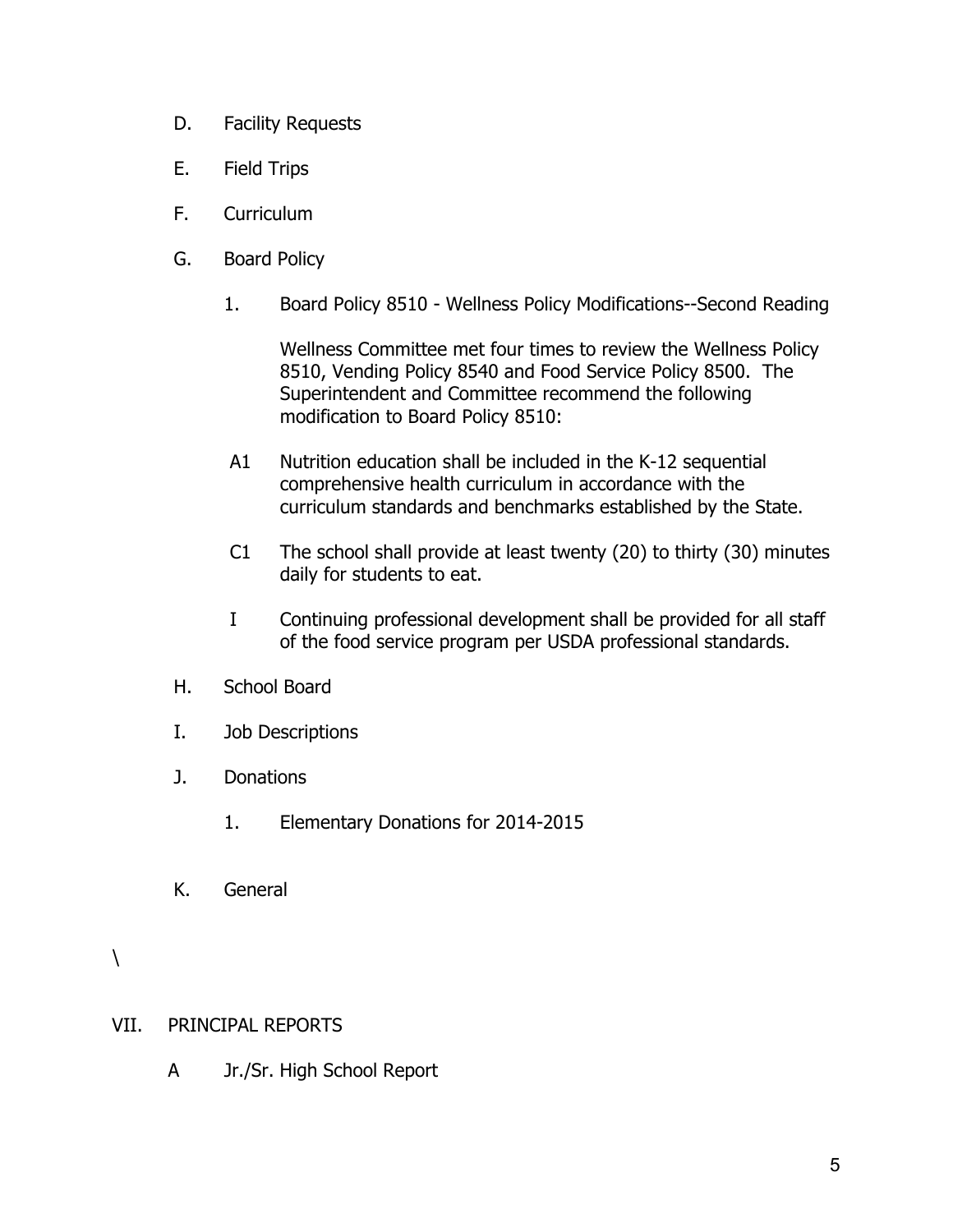D. Facility Requests

E. Field Trips

F. Curriculum

G. Board Policy

1. Board Policy 8510 - Wellness Policy Modifications--Second Reading

   Wellness Committee met four times to review the Wellness Policy 8510, Vending Policy 8540 and Food Service Policy 8500. The Superintendent and Committee recommend the following modification to Board Policy 8510:

A1 Nutrition education shall be included in the K-12 sequential comprehensive health curriculum in accordance with the curriculum standards and benchmarks established by the State.

C1 The school shall provide at least twenty (20) to thirty (30) minutes daily for students to eat.

I Continuing professional development shall be provided for all staff of the food service program per USDA professional standards.

H. School Board

I. Job Descriptions

J. Donations

1. Elementary Donations for 2014-2015

K. General

\

VII. PRINCIPAL REPORTS

A Jr./Sr. High School Report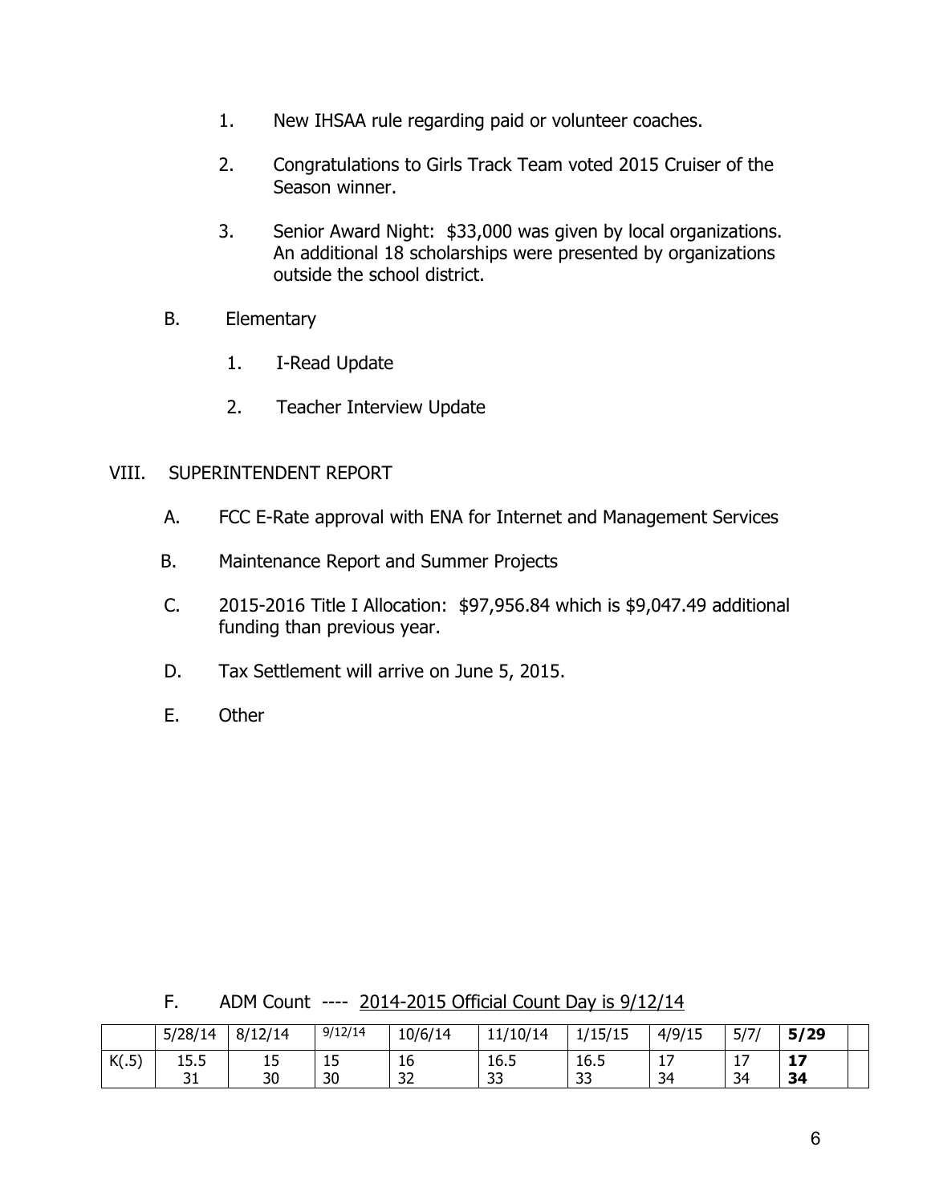1. New IHSAA rule regarding paid or volunteer coaches.

2. Congratulations to Girls Track Team voted 2015 Cruiser of the Season winner.

3. Senior Award Night: $33,000 was given by local organizations. An additional 18 scholarships were presented by organizations outside the school district.

B. Elementary

1. I-Read Update

2. Teacher Interview Update

VIII. SUPERINTENDENT REPORT

A. FCC E-Rate approval with ENA for Internet and Management Services

B. Maintenance Report and Summer Projects

C. 2015-2016 Title I Allocation: $97,956.84 which is $9,047.49 additional funding than previous year.

D. Tax Settlement will arrive on June 5, 2015.

E. Other

F. ADM Count ---- <u>2014-2015 Official Count Day is 9/12/14</u>

| | 5/28/14 | 8/12/14 | 9/12/14 | 10/6/14 | 11/10/14 | 1/15/15 | 4/9/15 | 5/7/ | **5/29** | |
|---|---|---|---|---|---|---|---|---|---|---|
| K(.5) | 15.5<br>31 | 15<br>30 | 15<br>30 | 16<br>32 | 16.5<br>33 | 16.5<br>33 | 17<br>34 | 17<br>34 | **17**<br>**34** | |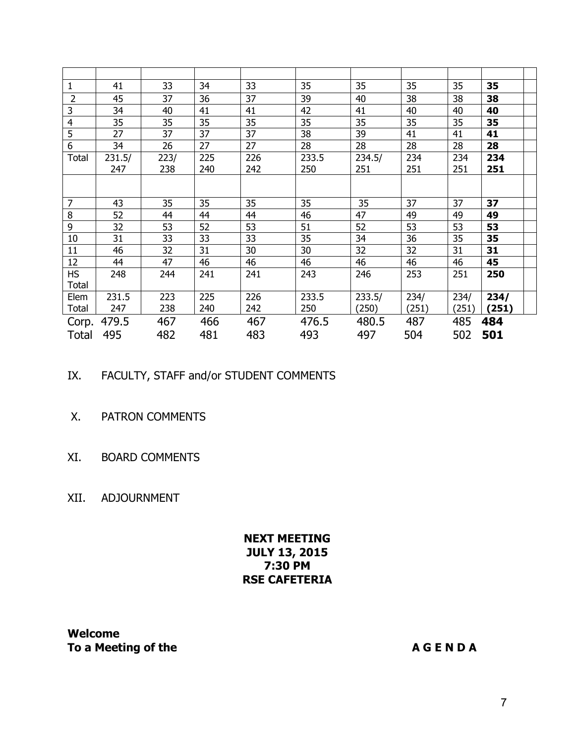| | | | | | | | | | | |
|---|---|---|---|---|---|---|---|---|---|---|
| 1 | 41 | 33 | 34 | 33 | 35 | 35 | 35 | 35 | **35** | |
| 2 | 45 | 37 | 36 | 37 | 39 | 40 | 38 | 38 | **38** | |
| 3 | 34 | 40 | 41 | 41 | 42 | 41 | 40 | 40 | **40** | |
| 4 | 35 | 35 | 35 | 35 | 35 | 35 | 35 | 35 | **35** | |
| 5 | 27 | 37 | 37 | 37 | 38 | 39 | 41 | 41 | **41** | |
| 6 | 34 | 26 | 27 | 27 | 28 | 28 | 28 | 28 | **28** | |
| Total | 231.5/ 247 | 223/ 238 | 225 240 | 226 242 | 233.5 250 | 234.5/ 251 | 234 251 | 234 251 | **234 251** | |
| | | | | | | | | | | |
| 7 | 43 | 35 | 35 | 35 | 35 | 35 | 37 | 37 | **37** | |
| 8 | 52 | 44 | 44 | 44 | 46 | 47 | 49 | 49 | **49** | |
| 9 | 32 | 53 | 52 | 53 | 51 | 52 | 53 | 53 | **53** | |
| 10 | 31 | 33 | 33 | 33 | 35 | 34 | 36 | 35 | **35** | |
| 11 | 46 | 32 | 31 | 30 | 30 | 32 | 32 | 31 | **31** | |
| 12 | 44 | 47 | 46 | 46 | 46 | 46 | 46 | 46 | **45** | |
| HS Total | 248 | 244 | 241 | 241 | 243 | 246 | 253 | 251 | **250** | |
| Elem Total | 231.5 247 | 223 238 | 225 240 | 226 242 | 233.5 250 | 233.5/ (250) | 234/ (251) | 234/ (251) | **234/ (251)** | |
| Corp. Total | 479.5 495 | 467 482 | 466 481 | 467 483 | 476.5 493 | 480.5 497 | 487 504 | 485 502 | **484 501** | |

IX. FACULTY, STAFF and/or STUDENT COMMENTS

X. PATRON COMMENTS

XI. BOARD COMMENTS

XII. ADJOURNMENT

**NEXT MEETING**
**JULY 13, 2015**
**7:30 PM**
**RSE CAFETERIA**

**Welcome**
**To a Meeting of the** **A G E N D A**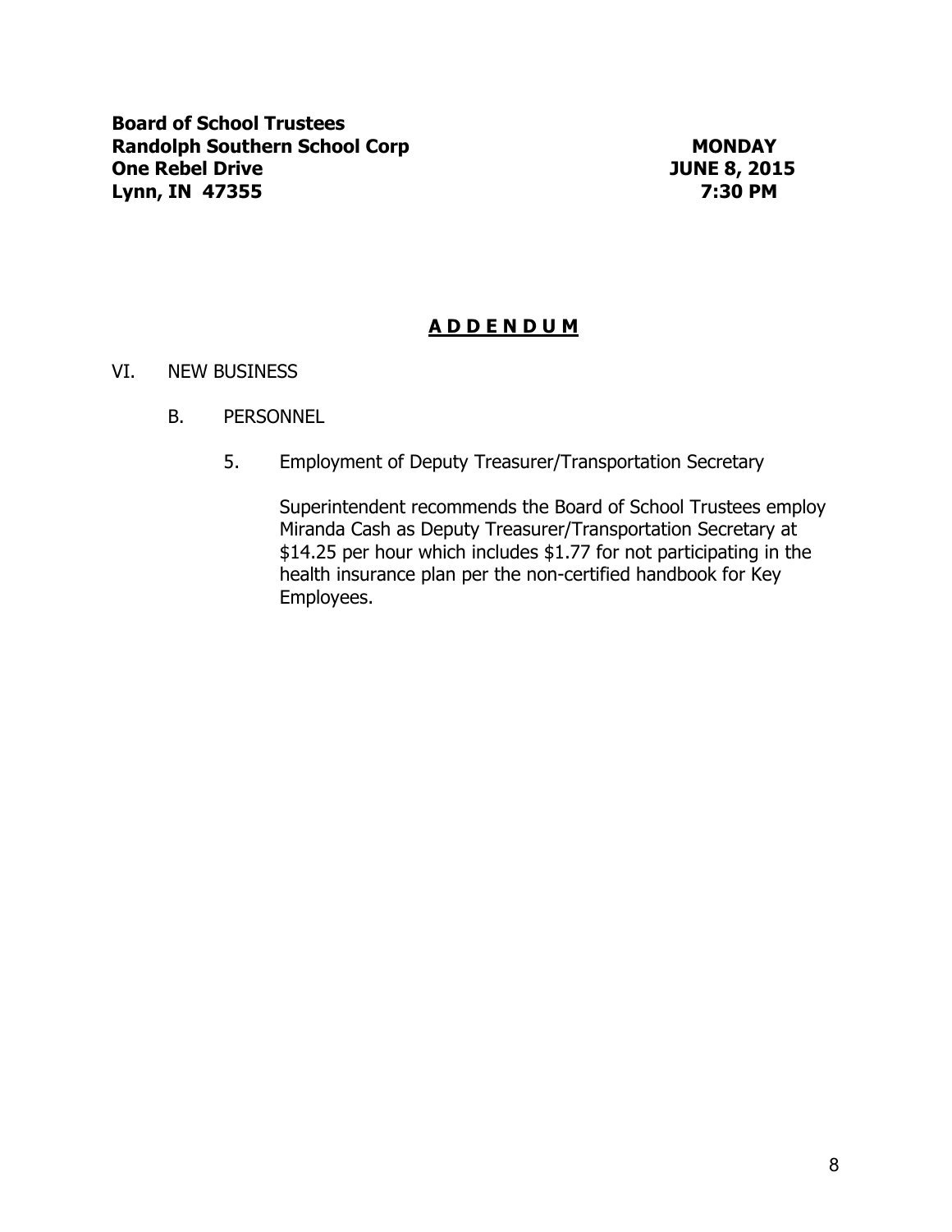**Board of School Trustees**
**Randolph Southern School Corp**
**One Rebel Drive**
**Lynn, IN 47355**

**MONDAY**
**JUNE 8, 2015**
**7:30 PM**

## A D D E N D U M

VI. NEW BUSINESS

B. PERSONNEL

5. Employment of Deputy Treasurer/Transportation Secretary

Superintendent recommends the Board of School Trustees employ Miranda Cash as Deputy Treasurer/Transportation Secretary at $14.25 per hour which includes $1.77 for not participating in the health insurance plan per the non-certified handbook for Key Employees.